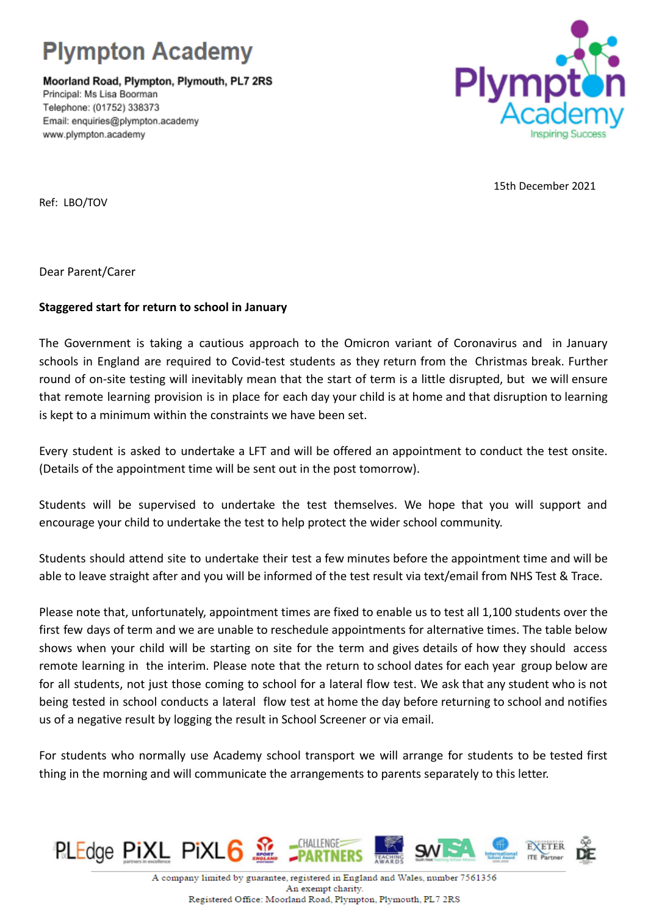# Plympton Academy

**Moorland Road, Plympton, Plymouth, PL7 2RS**
Principal: Ms Lisa Boorman
Telephone: (01752) 338373
Email: enquiries@plympton.academy
www.plympton.academy

15th December 2021

Ref: LBO/TOV

Dear Parent/Carer

**Staggered start for return to school in January**

The Government is taking a cautious approach to the Omicron variant of Coronavirus and in January schools in England are required to Covid-test students as they return from the Christmas break. Further round of on-site testing will inevitably mean that the start of term is a little disrupted, but we will ensure that remote learning provision is in place for each day your child is at home and that disruption to learning is kept to a minimum within the constraints we have been set.

Every student is asked to undertake a LFT and will be offered an appointment to conduct the test onsite. (Details of the appointment time will be sent out in the post tomorrow).

Students will be supervised to undertake the test themselves. We hope that you will support and encourage your child to undertake the test to help protect the wider school community.

Students should attend site to undertake their test a few minutes before the appointment time and will be able to leave straight after and you will be informed of the test result via text/email from NHS Test & Trace.

Please note that, unfortunately, appointment times are fixed to enable us to test all 1,100 students over the first few days of term and we are unable to reschedule appointments for alternative times. The table below shows when your child will be starting on site for the term and gives details of how they should access remote learning in the interim. Please note that the return to school dates for each year group below are for all students, not just those coming to school for a lateral flow test. We ask that any student who is not being tested in school conducts a lateral flow test at home the day before returning to school and notifies us of a negative result by logging the result in School Screener or via email.

For students who normally use Academy school transport we will arrange for students to be tested first thing in the morning and will communicate the arrangements to parents separately to this letter.

A company limited by guarantee, registered in England and Wales, number 7561356
An exempt charity.
Registered Office: Moorland Road, Plympton, Plymouth, PL7 2RS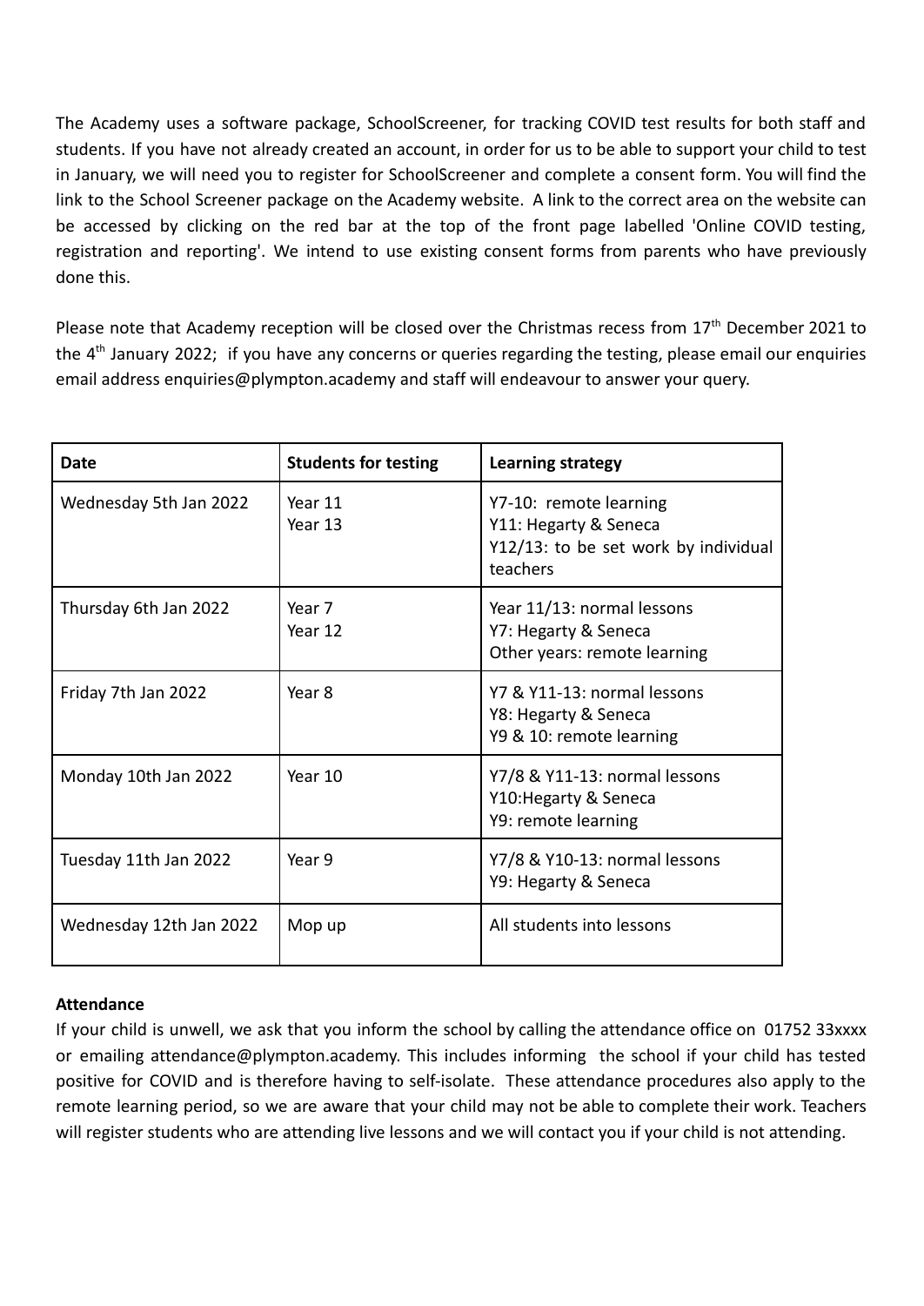The Academy uses a software package, SchoolScreener, for tracking COVID test results for both staff and students. If you have not already created an account, in order for us to be able to support your child to test in January, we will need you to register for SchoolScreener and complete a consent form. You will find the link to the School Screener package on the Academy website. A link to the correct area on the website can be accessed by clicking on the red bar at the top of the front page labelled 'Online COVID testing, registration and reporting'. We intend to use existing consent forms from parents who have previously done this.

Please note that Academy reception will be closed over the Christmas recess from 17th December 2021 to the 4th January 2022; if you have any concerns or queries regarding the testing, please email our enquiries email address enquiries@plympton.academy and staff will endeavour to answer your query.

| Date | Students for testing | Learning strategy |
|---|---|---|
| Wednesday 5th Jan 2022 | Year 11<br>Year 13 | Y7-10: remote learning<br>Y11: Hegarty & Seneca<br>Y12/13: to be set work by individual teachers |
| Thursday 6th Jan 2022 | Year 7<br>Year 12 | Year 11/13: normal lessons<br>Y7: Hegarty & Seneca<br>Other years: remote learning |
| Friday 7th Jan 2022 | Year 8 | Y7 & Y11-13: normal lessons<br>Y8: Hegarty & Seneca<br>Y9 & 10: remote learning |
| Monday 10th Jan 2022 | Year 10 | Y7/8 & Y11-13: normal lessons<br>Y10:Hegarty & Seneca<br>Y9: remote learning |
| Tuesday 11th Jan 2022 | Year 9 | Y7/8 & Y10-13: normal lessons<br>Y9: Hegarty & Seneca |
| Wednesday 12th Jan 2022 | Mop up | All students into lessons |

**Attendance**

If your child is unwell, we ask that you inform the school by calling the attendance office on 01752 33xxxx or emailing attendance@plympton.academy. This includes informing the school if your child has tested positive for COVID and is therefore having to self-isolate. These attendance procedures also apply to the remote learning period, so we are aware that your child may not be able to complete their work. Teachers will register students who are attending live lessons and we will contact you if your child is not attending.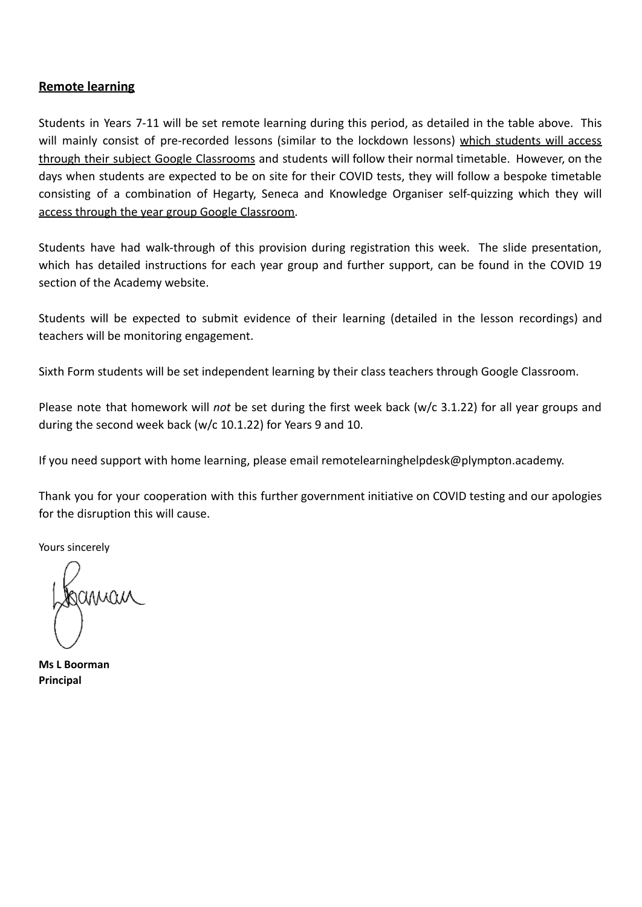**<u>Remote learning</u>**

Students in Years 7-11 will be set remote learning during this period, as detailed in the table above. This will mainly consist of pre-recorded lessons (similar to the lockdown lessons) <u>which students will access through their subject Google Classrooms</u> and students will follow their normal timetable. However, on the days when students are expected to be on site for their COVID tests, they will follow a bespoke timetable consisting of a combination of Hegarty, Seneca and Knowledge Organiser self-quizzing which they will <u>access through the year group Google Classroom</u>.

Students have had walk-through of this provision during registration this week. The slide presentation, which has detailed instructions for each year group and further support, can be found in the COVID 19 section of the Academy website.

Students will be expected to submit evidence of their learning (detailed in the lesson recordings) and teachers will be monitoring engagement.

Sixth Form students will be set independent learning by their class teachers through Google Classroom.

Please note that homework will *not* be set during the first week back (w/c 3.1.22) for all year groups and during the second week back (w/c 10.1.22) for Years 9 and 10.

If you need support with home learning, please email remotelearninghelpdesk@plympton.academy.

Thank you for your cooperation with this further government initiative on COVID testing and our apologies for the disruption this will cause.

Yours sincerely

**Ms L Boorman**
**Principal**